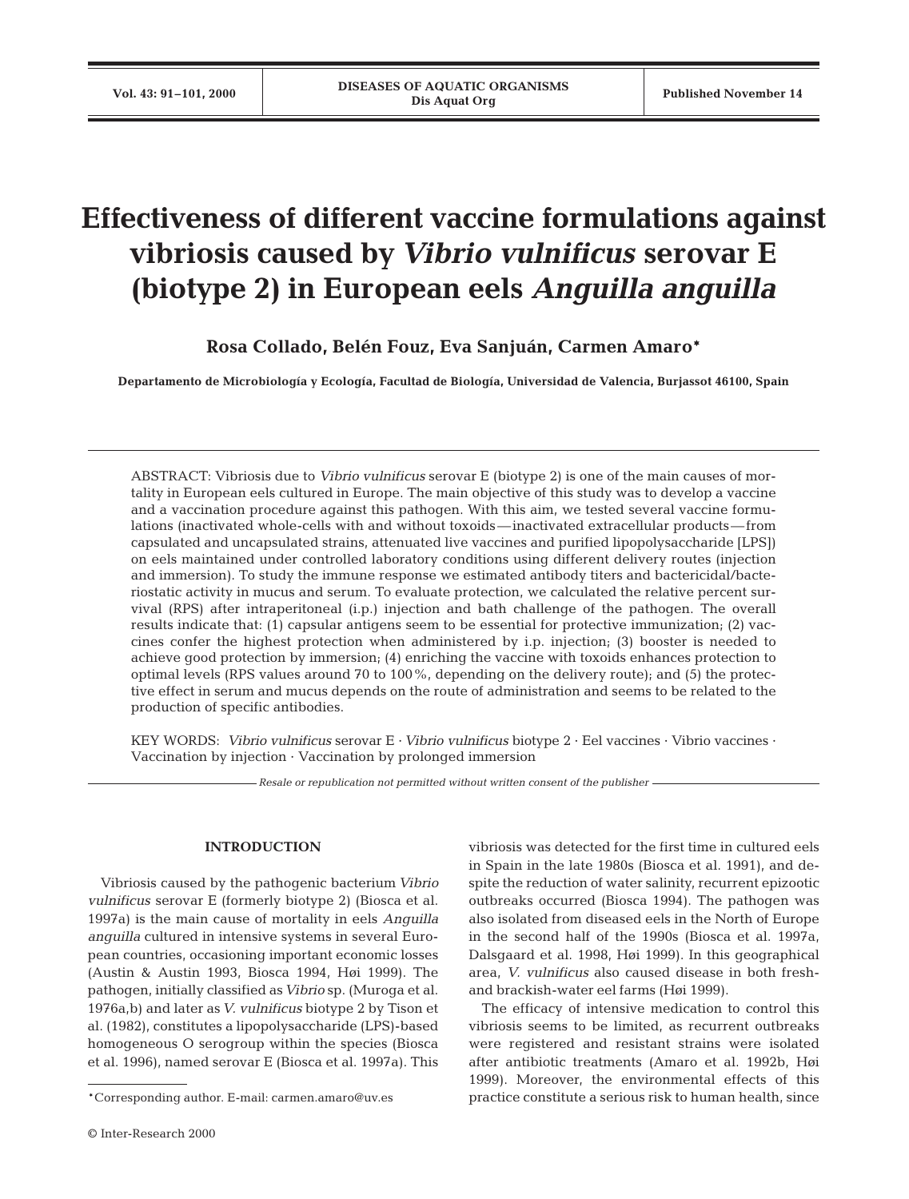# Effectiveness of different vaccine formulations against vibriosis caused by *Vibrio vulnificus* serovar E (biotype 2) in European eels *Anguilla anguilla*

**Rosa Collado, Belén Fouz, Eva Sanjuán, Carmen Amaro***

**Departamento de Microbiología y Ecología, Facultad de Biología, Universidad de Valencia, Burjassot 46100, Spain**

ABSTRACT: Vibriosis due to *Vibrio vulnificus* serovar E (biotype 2) is one of the main causes of mortality in European eels cultured in Europe. The main objective of this study was to develop a vaccine and a vaccination procedure against this pathogen. With this aim, we tested several vaccine formulations (inactivated whole-cells with and without toxoids—inactivated extracellular products—from capsulated and uncapsulated strains, attenuated live vaccines and purified lipopolysaccharide [LPS]) on eels maintained under controlled laboratory conditions using different delivery routes (injection and immersion). To study the immune response we estimated antibody titers and bactericidal/bacteriostatic activity in mucus and serum. To evaluate protection, we calculated the relative percent survival (RPS) after intraperitoneal (i.p.) injection and bath challenge of the pathogen. The overall results indicate that: (1) capsular antigens seem to be essential for protective immunization; (2) vaccines confer the highest protection when administered by i.p. injection; (3) booster is needed to achieve good protection by immersion; (4) enriching the vaccine with toxoids enhances protection to optimal levels (RPS values around 70 to 100%, depending on the delivery route); and (5) the protective effect in serum and mucus depends on the route of administration and seems to be related to the production of specific antibodies.

KEY WORDS: *Vibrio vulnificus* serovar E · *Vibrio vulnificus* biotype 2 · Eel vaccines · Vibrio vaccines · Vaccination by injection · Vaccination by prolonged immersion

*Resale or republication not permitted without written consent of the publisher*

## INTRODUCTION

Vibriosis caused by the pathogenic bacterium *Vibrio vulnificus* serovar E (formerly biotype 2) (Biosca et al. 1997a) is the main cause of mortality in eels *Anguilla anguilla* cultured in intensive systems in several European countries, occasioning important economic losses (Austin & Austin 1993, Biosca 1994, Høi 1999). The pathogen, initially classified as *Vibrio* sp. (Muroga et al. 1976a,b) and later as *V. vulnificus* biotype 2 by Tison et al. (1982), constitutes a lipopolysaccharide (LPS)-based homogeneous O serogroup within the species (Biosca et al. 1996), named serovar E (Biosca et al. 1997a). This vibriosis was detected for the first time in cultured eels in Spain in the late 1980s (Biosca et al. 1991), and despite the reduction of water salinity, recurrent epizootic outbreaks occurred (Biosca 1994). The pathogen was also isolated from diseased eels in the North of Europe in the second half of the 1990s (Biosca et al. 1997a, Dalsgaard et al. 1998, Høi 1999). In this geographical area, *V. vulnificus* also caused disease in both fresh- and brackish-water eel farms (Høi 1999).

The efficacy of intensive medication to control this vibriosis seems to be limited, as recurrent outbreaks were registered and resistant strains were isolated after antibiotic treatments (Amaro et al. 1992b, Høi 1999). Moreover, the environmental effects of this practice constitute a serious risk to human health, since

*Corresponding author. E-mail: carmen.amaro@uv.es

© Inter-Research 2000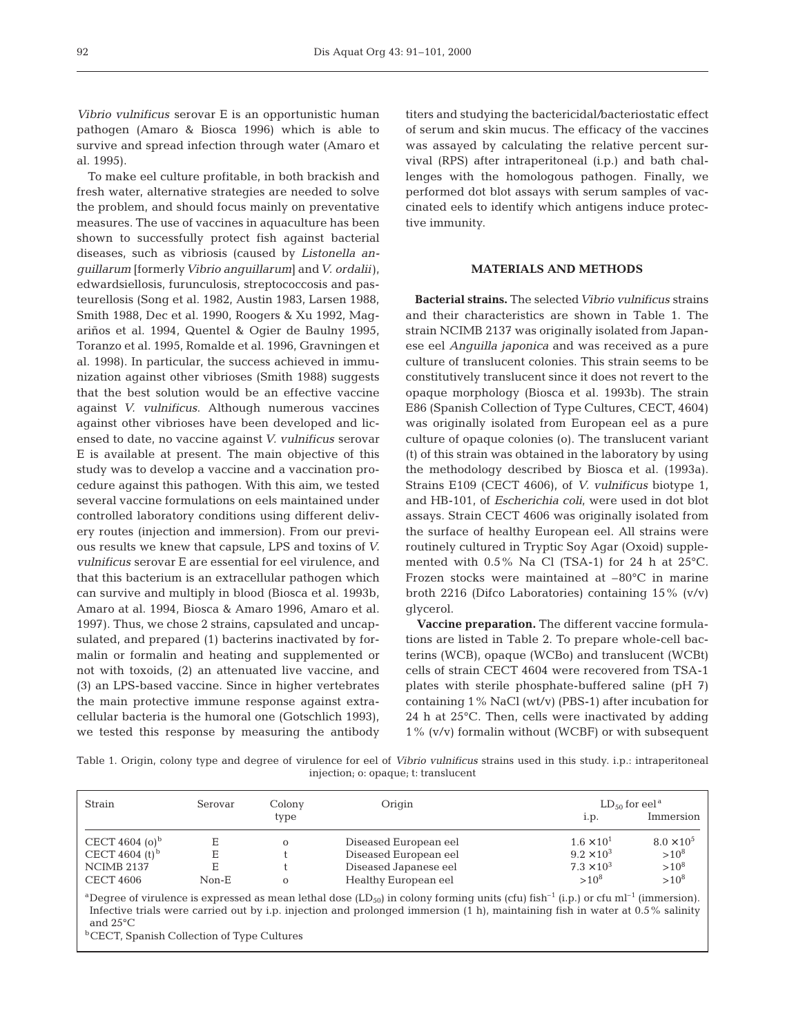*Vibrio vulnificus* serovar E is an opportunistic human pathogen (Amaro & Biosca 1996) which is able to survive and spread infection through water (Amaro et al. 1995).

To make eel culture profitable, in both brackish and fresh water, alternative strategies are needed to solve the problem, and should focus mainly on preventative measures. The use of vaccines in aquaculture has been shown to successfully protect fish against bacterial diseases, such as vibriosis (caused by *Listonella anguillarum* [formerly *Vibrio anguillarum*] and *V. ordalii*), edwardsiellosis, furunculosis, streptococcosis and pasteurellosis (Song et al. 1982, Austin 1983, Larsen 1988, Smith 1988, Dec et al. 1990, Roogers & Xu 1992, Magariños et al. 1994, Quentel & Ogier de Baulny 1995, Toranzo et al. 1995, Romalde et al. 1996, Gravningen et al. 1998). In particular, the success achieved in immunization against other vibrioses (Smith 1988) suggests that the best solution would be an effective vaccine against *V. vulnificus*. Although numerous vaccines against other vibrioses have been developed and licensed to date, no vaccine against *V. vulnificus* serovar E is available at present. The main objective of this study was to develop a vaccine and a vaccination procedure against this pathogen. With this aim, we tested several vaccine formulations on eels maintained under controlled laboratory conditions using different delivery routes (injection and immersion). From our previous results we knew that capsule, LPS and toxins of *V. vulnificus* serovar E are essential for eel virulence, and that this bacterium is an extracellular pathogen which can survive and multiply in blood (Biosca et al. 1993b, Amaro at al. 1994, Biosca & Amaro 1996, Amaro et al. 1997). Thus, we chose 2 strains, capsulated and uncapsulated, and prepared (1) bacterins inactivated by formalin or formalin and heating and supplemented or not with toxoids, (2) an attenuated live vaccine, and (3) an LPS-based vaccine. Since in higher vertebrates the main protective immune response against extracellular bacteria is the humoral one (Gotschlich 1993), we tested this response by measuring the antibody titers and studying the bactericidal/bacteriostatic effect of serum and skin mucus. The efficacy of the vaccines was assayed by calculating the relative percent survival (RPS) after intraperitoneal (i.p.) and bath challenges with the homologous pathogen. Finally, we performed dot blot assays with serum samples of vaccinated eels to identify which antigens induce protective immunity.

## MATERIALS AND METHODS

**Bacterial strains.** The selected *Vibrio vulnificus* strains and their characteristics are shown in Table 1. The strain NCIMB 2137 was originally isolated from Japanese eel *Anguilla japonica* and was received as a pure culture of translucent colonies. This strain seems to be constitutively translucent since it does not revert to the opaque morphology (Biosca et al. 1993b). The strain E86 (Spanish Collection of Type Cultures, CECT, 4604) was originally isolated from European eel as a pure culture of opaque colonies (o). The translucent variant (t) of this strain was obtained in the laboratory by using the methodology described by Biosca et al. (1993a). Strains E109 (CECT 4606), of *V. vulnificus* biotype 1, and HB-101, of *Escherichia coli*, were used in dot blot assays. Strain CECT 4606 was originally isolated from the surface of healthy European eel. All strains were routinely cultured in Tryptic Soy Agar (Oxoid) supplemented with 0.5% Na Cl (TSA-1) for 24 h at 25°C. Frozen stocks were maintained at –80°C in marine broth 2216 (Difco Laboratories) containing 15% (v/v) glycerol.

**Vaccine preparation.** The different vaccine formulations are listed in Table 2. To prepare whole-cell bacterins (WCB), opaque (WCBo) and translucent (WCBt) cells of strain CECT 4604 were recovered from TSA-1 plates with sterile phosphate-buffered saline (pH 7) containing 1% NaCl (wt/v) (PBS-1) after incubation for 24 h at 25°C. Then, cells were inactivated by adding 1% (v/v) formalin without (WCBF) or with subsequent

Table 1. Origin, colony type and degree of virulence for eel of *Vibrio vulnificus* strains used in this study. i.p.: intraperitoneal injection; o: opaque; t: translucent

| Strain | Serovar | Colony type | Origin | $LD_{50}$ for eel[a] i.p. | Immersion |
|---|---|---|---|---|---|
| CECT 4604 (o)[b] | E | o | Diseased European eel | $1.6 \times 10^1$ | $8.0 \times 10^5$ |
| CECT 4604 (t)[b] | E | t | Diseased European eel | $9.2 \times 10^3$ | $>10^8$ |
| NCIMB 2137 | E | t | Diseased Japanese eel | $7.3 \times 10^3$ | $>10^8$ |
| CECT 4606 | Non-E | o | Healthy European eel | $>10^8$ | $>10^8$ |

[a]Degree of virulence is expressed as mean lethal dose ($LD_{50}$) in colony forming units (cfu) fish$^{-1}$ (i.p.) or cfu ml$^{-1}$ (immersion). Infective trials were carried out by i.p. injection and prolonged immersion (1 h), maintaining fish in water at 0.5% salinity and 25°C

[b]CECT, Spanish Collection of Type Cultures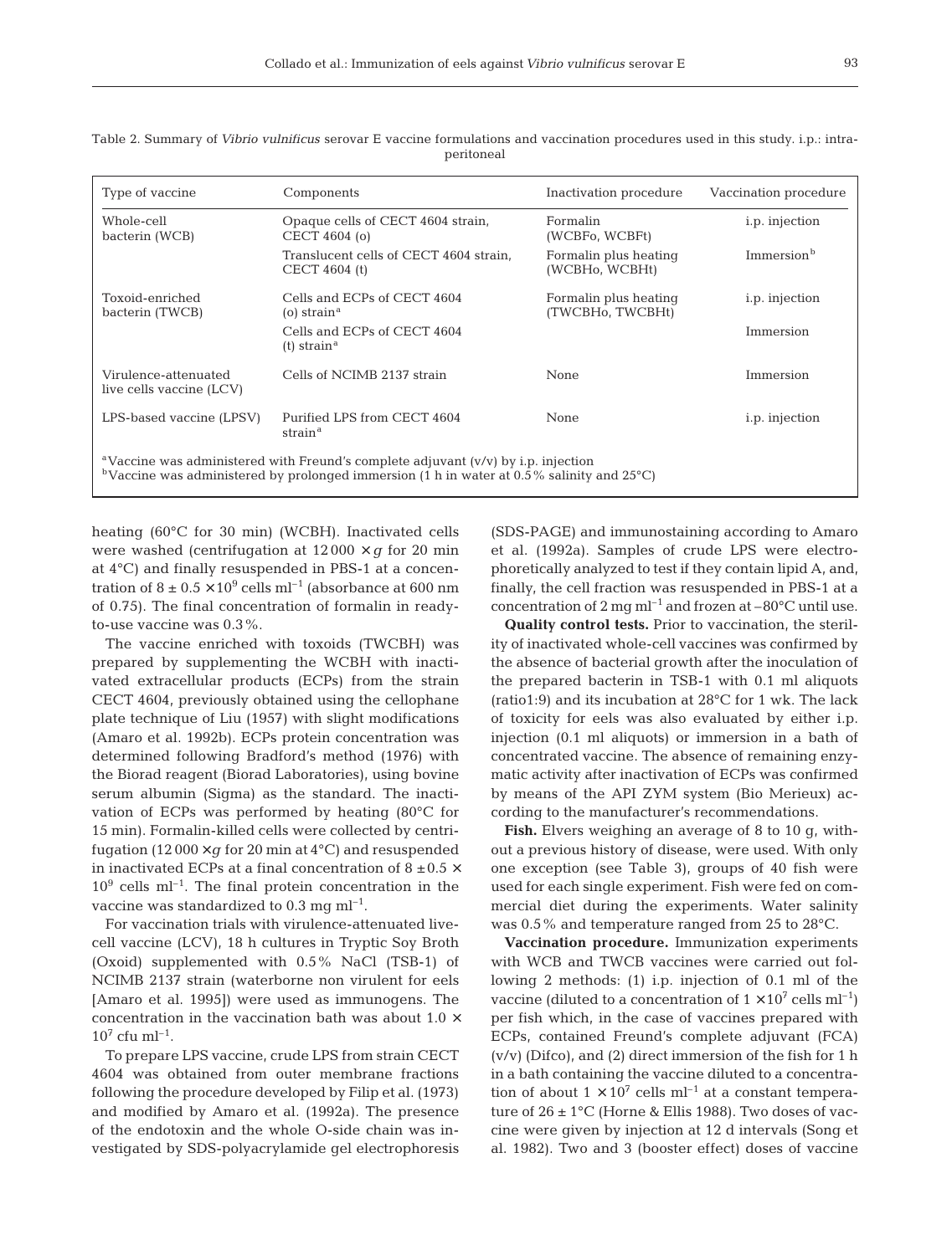Table 2. Summary of *Vibrio vulnificus* serovar E vaccine formulations and vaccination procedures used in this study. i.p.: intraperitoneal

| Type of vaccine | Components | Inactivation procedure | Vaccination procedure |
|---|---|---|---|
| Whole-cell bacterin (WCB) | Opaque cells of CECT 4604 strain, CECT 4604 (o) | Formalin (WCBFo, WCBFt) | i.p. injection |
| | Translucent cells of CECT 4604 strain, CECT 4604 (t) | Formalin plus heating (WCBHo, WCBHt) | Immersion[b] |
| Toxoid-enriched bacterin (TWCB) | Cells and ECPs of CECT 4604 (o) strain[a] | Formalin plus heating (TWCBHo, TWCBHt) | i.p. injection |
| | Cells and ECPs of CECT 4604 (t) strain[a] | | Immersion |
| Virulence-attenuated live cells vaccine (LCV) | Cells of NCIMB 2137 strain | None | Immersion |
| LPS-based vaccine (LPSV) | Purified LPS from CECT 4604 strain[a] | None | i.p. injection |

[a]Vaccine was administered with Freund's complete adjuvant (v/v) by i.p. injection
[b]Vaccine was administered by prolonged immersion (1 h in water at 0.5% salinity and 25°C)

heating (60°C for 30 min) (WCBH). Inactivated cells were washed (centrifugation at $12\,000 \times g$ for 20 min at 4°C) and finally resuspended in PBS-1 at a concentration of $8 \pm 0.5 \times 10^9$ cells ml$^{-1}$ (absorbance at 600 nm of 0.75). The final concentration of formalin in ready-to-use vaccine was 0.3%.

The vaccine enriched with toxoids (TWCBH) was prepared by supplementing the WCBH with inactivated extracellular products (ECPs) of the strain CECT 4604, previously obtained using the cellophane plate technique of Liu (1957) with slight modifications (Amaro et al. 1992b). ECPs protein concentration was determined following Bradford's method (1976) with the Biorad reagent (Biorad Laboratories), using bovine serum albumin (Sigma) as the standard. The inactivation of ECPs was performed by heating (80°C for 15 min). Formalin-killed cells were collected by centrifugation ($12\,000 \times g$ for 20 min at 4°C) and resuspended in inactivated ECPs at a final concentration of $8 \pm 0.5 \times 10^9$ cells ml$^{-1}$. The final protein concentration in the vaccine was standardized to 0.3 mg ml$^{-1}$.

For vaccination trials with virulence-attenuated live-cell vaccine (LCV), 18 h cultures in Tryptic Soy Broth (Oxoid) supplemented with 0.5% NaCl (TSB-1) of NCIMB 2137 strain (waterborne non virulent for eels [Amaro et al. 1995]) were used as immunogens. The concentration in the vaccination bath was about $1.0 \times 10^7$ cfu ml$^{-1}$.

To prepare LPS vaccine, crude LPS from strain CECT 4604 was obtained from outer membrane fractions following the procedure developed by Filip et al. (1973) and modified by Amaro et al. (1992a). The presence of the endotoxin and the whole O-side chain was investigated by SDS-polyacrylamide gel electrophoresis (SDS-PAGE) and immunostaining according to Amaro et al. (1992a). Samples of crude LPS were electrophoretically analyzed to test if they contain lipid A, and, finally, the cell fraction was resuspended in PBS-1 at a concentration of 2 mg ml$^{-1}$ and frozen at –80°C until use.

**Quality control tests.** Prior to vaccination, the sterility of inactivated whole-cell vaccines was confirmed by the absence of bacterial growth after the inoculation of the prepared bacterin in TSB-1 with 0.1 ml aliquots (ratio1:9) and its incubation at 28°C for 1 wk. The lack of toxicity for eels was also evaluated by either i.p. injection (0.1 ml aliquots) or immersion in a bath of concentrated vaccine. The absence of remaining enzymatic activity after inactivation of ECPs was confirmed by means of the API ZYM system (Bio Merieux) according to the manufacturer's recommendations.

**Fish.** Elvers weighing an average of 8 to 10 g, without a previous history of disease, were used. With only one exception (see Table 3), groups of 40 fish were used for each single experiment. Fish were fed on commercial diet during the experiments. Water salinity was 0.5% and temperature ranged from 25 to 28°C.

**Vaccination procedure.** Immunization experiments with WCB and TWCB vaccines were carried out following 2 methods: (1) i.p. injection of 0.1 ml of the vaccine (diluted to a concentration of $1 \times 10^7$ cells ml$^{-1}$) per fish which, in the case of vaccines prepared with ECPs, contained Freund's complete adjuvant (FCA) (v/v) (Difco), and (2) direct immersion of the fish for 1 h in a bath containing the vaccine diluted to a concentration of about $1 \times 10^7$ cells ml$^{-1}$ at a constant temperature of $26 \pm 1$°C (Horne & Ellis 1988). Two doses of vaccine were given by injection at 12 d intervals (Song et al. 1982). Two and 3 (booster effect) doses of vaccine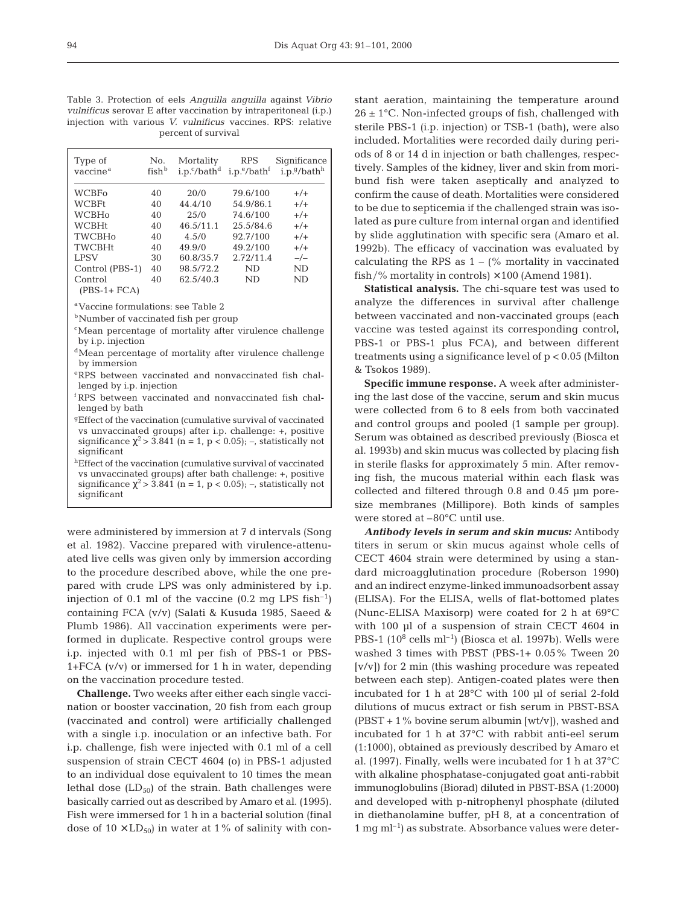Table 3. Protection of eels *Anguilla anguilla* against *Vibrio vulnificus* serovar E after vaccination by intraperitoneal (i.p.) injection with various *V. vulnificus* vaccines. RPS: relative percent of survival

| Type of vaccine[a] | No. fish[b] | Mortality i.p.[c]/bath[d] | RPS i.p.[e]/bath[f] | Significance i.p.[g]/bath[h] |
|---|---|---|---|---|
| WCBFo | 40 | 20/0 | 79.6/100 | +/+ |
| WCBFt | 40 | 44.4/10 | 54.9/86.1 | +/+ |
| WCBHo | 40 | 25/0 | 74.6/100 | +/+ |
| WCBHt | 40 | 46.5/11.1 | 25.5/84.6 | +/+ |
| TWCBHo | 40 | 4.5/0 | 92.7/100 | +/+ |
| TWCBHt | 40 | 49.9/0 | 49.2/100 | +/+ |
| LPSV | 30 | 60.8/35.7 | 2.72/11.4 | –/– |
| Control (PBS-1) | 40 | 98.5/72.2 | ND | ND |
| Control (PBS-1+ FCA) | 40 | 62.5/40.3 | ND | ND |

[a]Vaccine formulations: see Table 2

[b]Number of vaccinated fish per group

[c]Mean percentage of mortality after virulence challenge by i.p. injection

[d]Mean percentage of mortality after virulence challenge by immersion

[e]RPS between vaccinated and nonvaccinated fish challenged by i.p. injection

[f]RPS between vaccinated and nonvaccinated fish challenged by bath

[g]Effect of the vaccination (cumulative survival of vaccinated vs unvaccinated groups) after i.p. challenge: +, positive significance $\chi^2 > 3.841$ ($n = 1$, $p < 0.05$); –, statistically not significant

[h]Effect of the vaccination (cumulative survival of vaccinated vs unvaccinated groups) after bath challenge: +, positive significance $\chi^2 > 3.841$ ($n = 1$, $p < 0.05$); –, statistically not significant

were administered by immersion at 7 d intervals (Song et al. 1982). Vaccine prepared with virulence-attenuated live cells was given only by immersion according to the procedure described above, while the one prepared with crude LPS was only administered by i.p. injection of 0.1 ml of the vaccine (0.2 mg LPS fish$^{-1}$) containing FCA (v/v) (Salati & Kusuda 1985, Saeed & Plumb 1986). All vaccination experiments were performed in duplicate. Respective control groups were i.p. injected with 0.1 ml per fish of PBS-1 or PBS-1+FCA (v/v) or immersed for 1 h in water, depending on the vaccination procedure tested.

**Challenge.** Two weeks after either each single vaccination or booster vaccination, 20 fish from each group (vaccinated and control) were artificially challenged with a single i.p. inoculation or an infective bath. For i.p. challenge, fish were injected with 0.1 ml of a cell suspension of strain CECT 4604 (o) in PBS-1 adjusted to an individual dose equivalent to 10 times the mean lethal dose ($LD_{50}$) of the strain. Bath challenges were basically carried out as described by Amaro et al. (1995). Fish were immersed for 1 h in a bacterial solution (final dose of $10 \times LD_{50}$) in water at 1% of salinity with constant aeration, maintaining the temperature around 26 ± 1°C. Non-infected groups of fish, challenged with sterile PBS-1 (i.p. injection) or TSB-1 (bath), were also included. Mortalities were recorded daily during periods of 8 or 14 d in injection or bath challenges, respectively. Samples of the kidney, liver and skin from moribund fish were taken aseptically and analyzed to confirm the cause of death. Mortalities were considered to be due to septicemia if the challenged strain was isolated as pure culture from internal organ and identified by slide agglutination with specific sera (Amaro et al. 1992b). The efficacy of vaccination was evaluated by calculating the RPS as 1 – (% mortality in vaccinated fish/% mortality in controls) × 100 (Amend 1981).

**Statistical analysis.** The chi-square test was used to analyze the differences in survival after challenge between vaccinated and non-vaccinated groups (each vaccine was tested against its corresponding control, PBS-1 or PBS-1 plus FCA), and between different treatments using a significance level of $p < 0.05$ (Milton & Tsokos 1989).

**Specific immune response.** A week after administering the last dose of the vaccine, serum and skin mucus were collected from 6 to 8 eels from both vaccinated and control groups and pooled (1 sample per group). Serum was obtained as described previously (Biosca et al. 1993b) and skin mucus was collected by placing fish in sterile flasks for approximately 5 min. After removing fish, the mucous material within each flask was collected and filtered through 0.8 and 0.45 µm pore-size membranes (Millipore). Both kinds of samples were stored at –80°C until use.

***Antibody levels in serum and skin mucus:*** Antibody titers in serum or skin mucus against whole cells of CECT 4604 strain were determined by using a standard microagglutination procedure (Roberson 1990) and an indirect enzyme-linked immunoadsorbent assay (ELISA). For the ELISA, wells of flat-bottomed plates (Nunc-ELISA Maxisorp) were coated for 2 h at 69°C with 100 µl of a suspension of strain CECT 4604 in PBS-1 ($10^8$ cells ml$^{-1}$) (Biosca et al. 1997b). Wells were washed 3 times with PBST (PBS-1+ 0.05% Tween 20 [v/v]) for 2 min (this washing procedure was repeated between each step). Antigen-coated plates were then incubated for 1 h at 28°C with 100 µl of serial 2-fold dilutions of mucus extract or fish serum in PBST-BSA (PBST + 1% bovine serum albumin [wt/v]), washed and incubated for 1 h at 37°C with rabbit anti-eel serum (1:1000), obtained as previously described by Amaro et al. (1997). Finally, wells were incubated for 1 h at 37°C with alkaline phosphatase-conjugated goat anti-rabbit immunoglobulins (Biorad) diluted in PBST-BSA (1:2000) and developed with p-nitrophenyl phosphate (diluted in diethanolamine buffer, pH 8, at a concentration of 1 mg ml$^{-1}$) as substrate. Absorbance values were deter-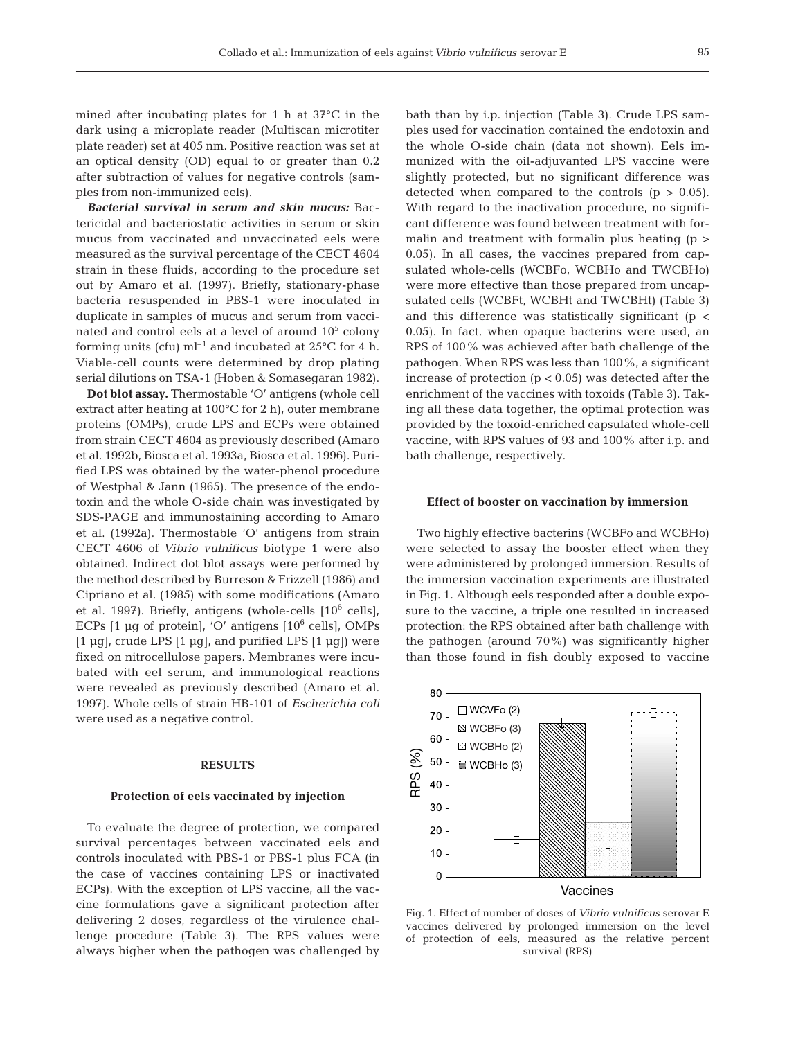mined after incubating plates for 1 h at 37°C in the dark using a microplate reader (Multiscan microtiter plate reader) set at 405 nm. Positive reaction was set at an optical density (OD) equal to or greater than 0.2 after subtraction of values for negative controls (samples from non-immunized eels).

***Bacterial survival in serum and skin mucus:*** Bactericidal and bacteriostatic activities in serum or skin mucus from vaccinated and unvaccinated eels were measured as the survival percentage of the CECT 4604 strain in these fluids, according to the procedure set out by Amaro et al. (1997). Briefly, stationary-phase bacteria resuspended in PBS-1 were inoculated in duplicate in samples of mucus and serum from vaccinated and control eels at a level of around $10^5$ colony forming units (cfu) $ml^{-1}$ and incubated at 25°C for 4 h. Viable-cell counts were determined by drop plating serial dilutions on TSA-1 (Hoben & Somasegaran 1982).

**Dot blot assay.** Thermostable 'O' antigens (whole cell extract after heating at 100°C for 2 h), outer membrane proteins (OMPs), crude LPS and ECPs were obtained from strain CECT 4604 as previously described (Amaro et al. 1992b, Biosca et al. 1993a, Biosca et al. 1996). Purified LPS was obtained by the water-phenol procedure of Westphal & Jann (1965). The presence of the endotoxin and the whole O-side chain was investigated by SDS-PAGE and immunostaining according to Amaro et al. (1992a). Thermostable 'O' antigens from strain CECT 4606 of *Vibrio vulnificus* biotype 1 were also obtained. Indirect dot blot assays were performed by the method described by Burreson & Frizzell (1986) and Cipriano et al. (1985) with some modifications (Amaro et al. 1997). Briefly, antigens (whole-cells [$10^6$ cells], ECPs [1 µg of protein], 'O' antigens [$10^6$ cells], OMPs [1 µg], crude LPS [1 µg], and purified LPS [1 µg]) were fixed on nitrocellulose papers. Membranes were incubated with eel serum, and immunological reactions were revealed as previously described (Amaro et al. 1997). Whole cells of strain HB-101 of *Escherichia coli* were used as a negative control.

## RESULTS

### Protection of eels vaccinated by injection

To evaluate the degree of protection, we compared survival percentages between vaccinated eels and controls inoculated with PBS-1 or PBS-1 plus FCA (in the case of vaccines containing LPS or inactivated ECPs). With the exception of LPS vaccine, all the vaccine formulations gave a significant protection after delivering 2 doses, regardless of the virulence challenge procedure (Table 3). The RPS values were always higher when the pathogen was challenged by bath than by i.p. injection (Table 3). Crude LPS samples used for vaccination contained the endotoxin and the whole O-side chain (data not shown). Eels immunized with the oil-adjuvanted LPS vaccine were slightly protected, but no significant difference was detected when compared to the controls ($p > 0.05$). With regard to the inactivation procedure, no significant difference was found between treatment with formalin and treatment with formalin plus heating ($p > 0.05$). In all cases, the vaccines prepared from capsulated whole-cells (WCBFo, WCBHo and TWCBHo) were more effective than those prepared from uncapsulated cells (WCBFt, WCBHt and TWCBHt) (Table 3) and this difference was statistically significant ($p < 0.05$). In fact, when opaque bacterins were used, an RPS of 100% was achieved after bath challenge of the pathogen. When RPS was less than 100%, a significant increase of protection ($p < 0.05$) was detected after the enrichment of the vaccines with toxoids (Table 3). Taking all these data together, the optimal protection was provided by the toxoid-enriched capsulated whole-cell vaccine, with RPS values of 93 and 100% after i.p. and bath challenge, respectively.

### Effect of booster on vaccination by immersion

Two highly effective bacterins (WCBFo and WCBHo) were selected to assay the booster effect when they were administered by prolonged immersion. Results of the immersion vaccination experiments are illustrated in Fig. 1. Although eels responded after a double exposure to the vaccine, a triple one resulted in increased protection: the RPS obtained after bath challenge with the pathogen (around 70%) was significantly higher than those found in fish doubly exposed to vaccine

Fig. 1. Effect of number of doses of *Vibrio vulnificus* serovar E vaccines delivered by prolonged immersion on the level of protection of eels, measured as the relative percent survival (RPS)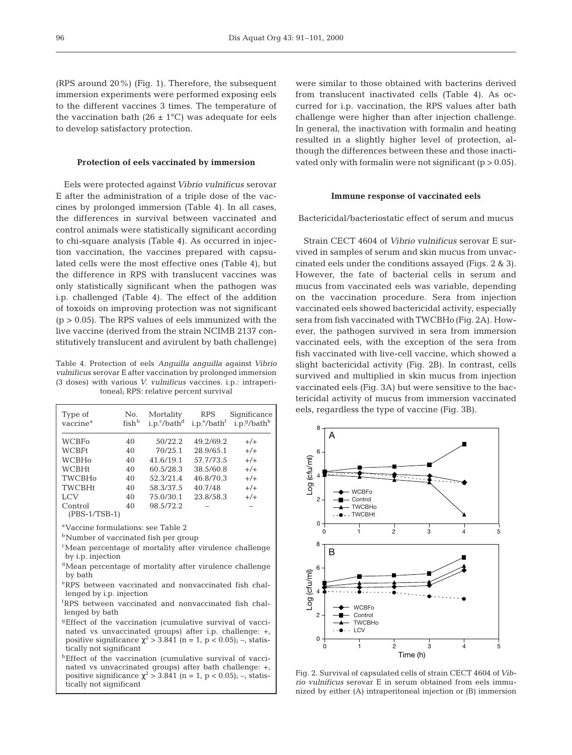(RPS around 20%) (Fig. 1). Therefore, the subsequent immersion experiments were performed exposing eels to the different vaccines 3 times. The temperature of the vaccination bath (26 ± 1°C) was adequate for eels to develop satisfactory protection.

### Protection of eels vaccinated by immersion

Eels were protected against *Vibrio vulnificus* serovar E after the administration of a triple dose of the vaccines by prolonged immersion (Table 4). In all cases, the differences in survival between vaccinated and control animals were statistically significant according to chi-square analysis (Table 4). As occurred in injection vaccination, the vaccines prepared with capsulated cells were the most effective ones (Table 4), but the difference in RPS with translucent vaccines was only statistically significant when the pathogen was i.p. challenged (Table 4). The effect of the addition of toxoids on improving protection was not significant ($p > 0.05$). The RPS values of eels immunized with the live vaccine (derived from the strain NCIMB 2137 constitutively translucent and avirulent by bath challenge) were similar to those obtained with bacterins derived from translucent inactivated cells (Table 4). As occurred for i.p. vaccination, the RPS values after bath challenge were higher than after injection challenge. In general, the inactivation with formalin and heating resulted in a slightly higher level of protection, although the differences between these and those inactivated only with formalin were not significant ($p > 0.05$).

Table 4. Protection of eels *Anguilla anguilla* against *Vibrio vulnificus* serovar E after vaccination by prolonged immersion (3 doses) with various *V. vulnificus* vaccines. i.p.: intraperitoneal; RPS: relative percent survival

| Type of vaccine[a] | No. fish[b] | Mortality i.p.[c]/bath[d] | RPS i.p.[e]/bath[f] | Significance i.p.[g]/bath[h] |
|---|---|---|---|---|
| WCBFo | 40 | 50/22.2 | 49.2/69.2 | +/+ |
| WCBFt | 40 | 70/25.1 | 28.9/65.1 | +/+ |
| WCBHo | 40 | 41.6/19.1 | 57.7/73.5 | +/+ |
| WCBHt | 40 | 60.5/28.3 | 38.5/60.8 | +/+ |
| TWCBHo | 40 | 52.3/21.4 | 46.8/70.3 | +/+ |
| TWCBHt | 40 | 58.3/37.5 | 40.7/48 | +/+ |
| LCV | 40 | 75.0/30.1 | 23.8/58.3 | +/+ |
| Control (PBS-1/TSB-1) | 40 | 98.5/72.2 | – | – |

[a]Vaccine formulations: see Table 2
[b]Number of vaccinated fish per group
[c]Mean percentage of mortality after virulence challenge by i.p. injection
[d]Mean percentage of mortality after virulence challenge by bath
[e]RPS between vaccinated and nonvaccinated fish challenged by i.p. injection
[f]RPS between vaccinated and nonvaccinated fish challenged by bath
[g]Effect of the vaccination (cumulative survival of vaccinated vs unvaccinated groups) after i.p. challenge: +, positive significance $\chi^2 > 3.841$ ($n = 1$, $p < 0.05$); –, statistically not significant
[h]Effect of the vaccination (cumulative survival of vaccinated vs unvaccinated groups) after bath challenge: +, positive significance $\chi^2 > 3.841$ ($n = 1$, $p < 0.05$); –, statistically not significant

### Immune response of vaccinated eels

#### Bactericidal/bacteriostatic effect of serum and mucus

Strain CECT 4604 of *Vibrio vulnificus* serovar E survived in samples of serum and skin mucus from unvaccinated eels under the conditions assayed (Figs. 2 & 3). However, the fate of bacterial cells in serum and mucus from vaccinated eels was variable, depending on the vaccination procedure. Sera from injection vaccinated eels showed bactericidal activity, especially sera from fish vaccinated with TWCBHo (Fig. 2A). However, the pathogen survived in sera from immersion vaccinated eels, with the exception of the sera from fish vaccinated with live-cell vaccine, which showed a slight bactericidal activity (Fig. 2B). In contrast, cells survived and multiplied in skin mucus from injection vaccinated eels (Fig. 3A) but were sensitive to the bactericidal activity of mucus from immersion vaccinated eels, regardless the type of vaccine (Fig. 3B).

Fig. 2. Survival of capsulated cells of strain CECT 4604 of *Vibrio vulnificus* serovar E in serum obtained from eels immunized by either (A) intraperitoneal injection or (B) immersion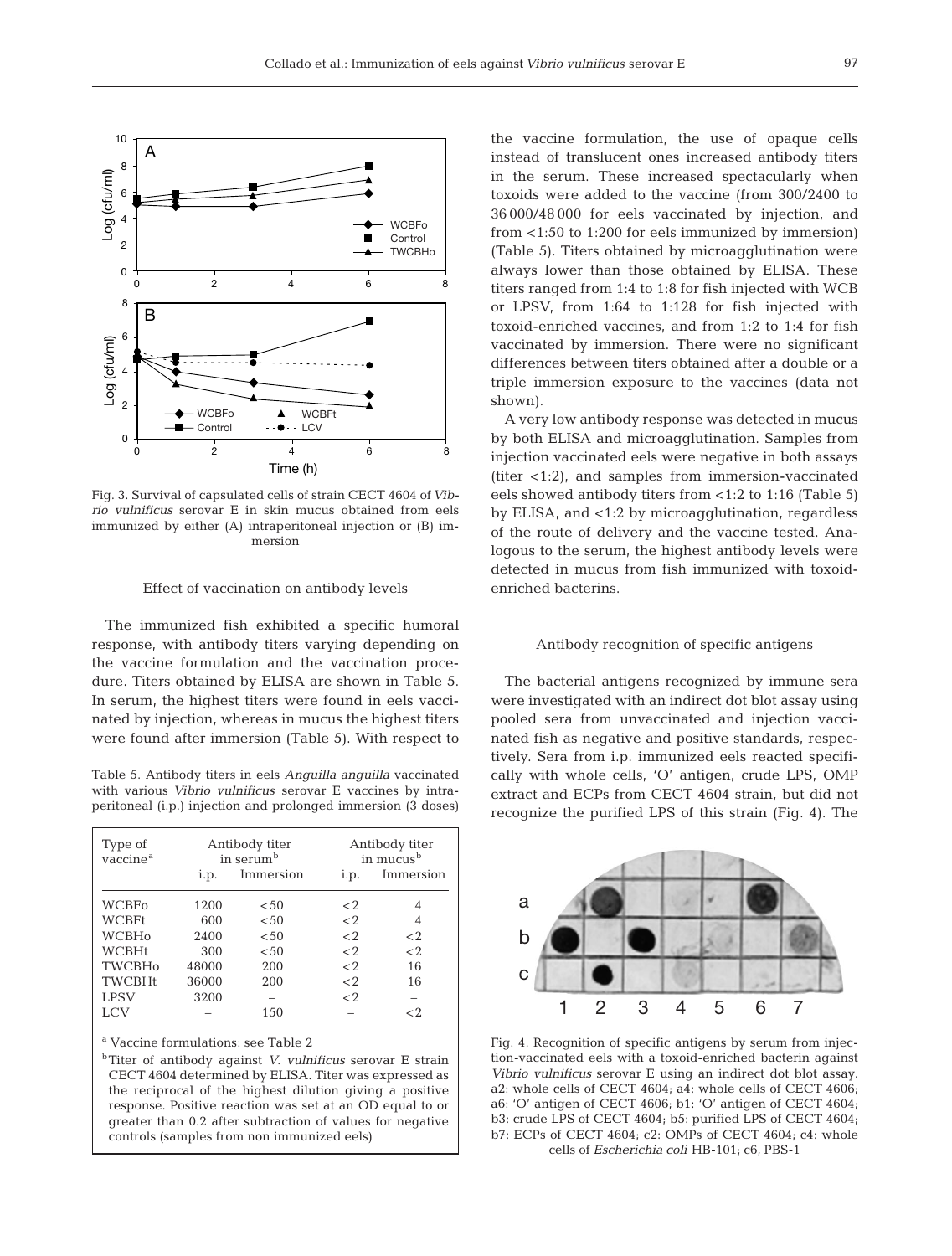Fig. 3. Survival of capsulated cells of strain CECT 4604 of *Vibrio vulnificus* serovar E in skin mucus obtained from eels immunized by either (A) intraperitoneal injection or (B) immersion

### Effect of vaccination on antibody levels

The immunized fish exhibited a specific humoral response, with antibody titers varying depending on the vaccine formulation and the vaccination procedure. Titers obtained by ELISA are shown in Table 5. In serum, the highest titers were found in eels vaccinated by injection, whereas in mucus the highest titers were found after immersion (Table 5). With respect to the vaccine formulation, the use of opaque cells instead of translucent ones increased antibody titers in the serum. These increased spectacularly when toxoids were added to the vaccine (from 300/2400 to 36 000/48 000 for eels vaccinated by injection, and from <1:50 to 1:200 for eels immunized by immersion) (Table 5). Titers obtained by microagglutination were always lower than those obtained by ELISA. These titers ranged from 1:4 to 1:8 for fish injected with WCB or LPSV, from 1:64 to 1:128 for fish injected with toxoid-enriched vaccines, and from 1:2 to 1:4 for fish vaccinated by immersion. There were no significant differences between titers obtained after a double or a triple immersion exposure to the vaccines (data not shown).

A very low antibody response was detected in mucus by both ELISA and microagglutination. Samples from injection vaccinated eels were negative in both assays (titer <1:2), and samples from immersion-vaccinated eels showed antibody titers from <1:2 to 1:16 (Table 5) by ELISA, and <1:2 by microagglutination, regardless of the route of delivery and the vaccine tested. Analogous to the serum, the highest antibody levels were detected in mucus from fish immunized with toxoid-enriched bacterins.

Table 5. Antibody titers in eels *Anguilla anguilla* vaccinated with various *Vibrio vulnificus* serovar E vaccines by intraperitoneal (i.p.) injection and prolonged immersion (3 doses)

| Type of vaccine[a] | Antibody titer in serum[b] | | Antibody titer in mucus[b] | |
|---|---|---|---|---|
| | i.p. | Immersion | i.p. | Immersion |
| WCBFo | 1200 | <50 | <2 | 4 |
| WCBFt | 600 | <50 | <2 | 4 |
| WCBHo | 2400 | <50 | <2 | <2 |
| WCBHt | 300 | <50 | <2 | <2 |
| TWCBHo | 48000 | 200 | <2 | 16 |
| TWCBHt | 36000 | 200 | <2 | 16 |
| LPSV | 3200 | – | <2 | – |
| LCV | – | 150 | – | <2 |

[a] Vaccine formulations: see Table 2

[b] Titer of antibody against *V. vulnificus* serovar E strain CECT 4604 determined by ELISA. Titer was expressed as the reciprocal of the highest dilution giving a positive response. Positive reaction was set at an OD equal to or greater than 0.2 after subtraction of values for negative controls (samples from non immunized eels)

### Antibody recognition of specific antigens

The bacterial antigens recognized by immune sera were investigated with an indirect dot blot assay using pooled sera from unvaccinated and injection vaccinated fish as negative and positive standards, respectively. Sera from i.p. immunized eels reacted specifically with whole cells, 'O' antigen, crude LPS, OMP extract and ECPs from CECT 4604 strain, but did not recognize the purified LPS of this strain (Fig. 4). The

Fig. 4. Recognition of specific antigens by serum from injection-vaccinated eels with a toxoid-enriched bacterin against *Vibrio vulnificus* serovar E using an indirect dot blot assay. a2: whole cells of CECT 4604; a4: whole cells of CECT 4606; a6: 'O' antigen of CECT 4606; b1: 'O' antigen of CECT 4604; b3: crude LPS of CECT 4604; b5: purified LPS of CECT 4604; b7: ECPs of CECT 4604; c2: OMPs of CECT 4604; c4: whole cells of *Escherichia coli* HB-101; c6, PBS-1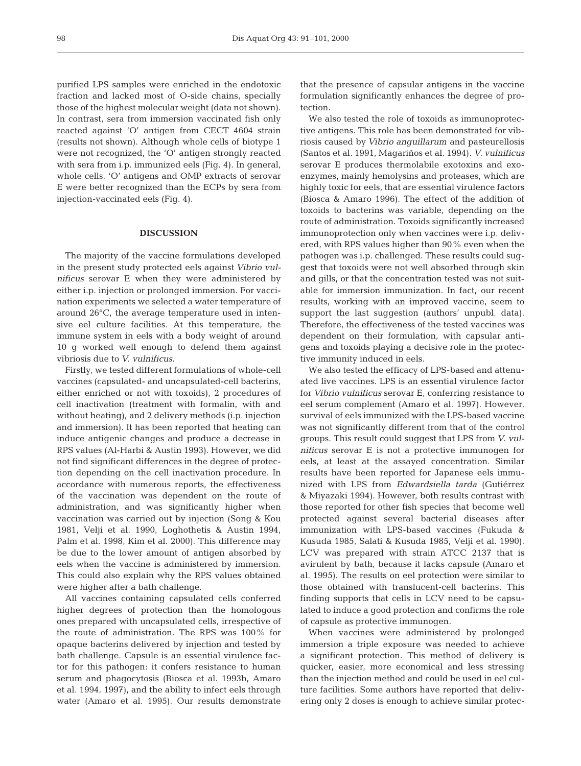purified LPS samples were enriched in the endotoxic fraction and lacked most of O-side chains, specially those of the highest molecular weight (data not shown). In contrast, sera from immersion vaccinated fish only reacted against 'O' antigen from CECT 4604 strain (results not shown). Although whole cells of biotype 1 were not recognized, the 'O' antigen strongly reacted with sera from i.p. immunized eels (Fig. 4). In general, whole cells, 'O' antigens and OMP extracts of serovar E were better recognized than the ECPs by sera from injection-vaccinated eels (Fig. 4).

## DISCUSSION

The majority of the vaccine formulations developed in the present study protected eels against *Vibrio vulnificus* serovar E when they were administered by either i.p. injection or prolonged immersion. For vaccination experiments we selected a water temperature of around 26°C, the average temperature used in intensive eel culture facilities. At this temperature, the immune system in eels with a body weight of around 10 g worked well enough to defend them against vibriosis due to *V. vulnificus*.

Firstly, we tested different formulations of whole-cell vaccines (capsulated- and uncapsulated-cell bacterins, either enriched or not with toxoids), 2 procedures of cell inactivation (treatment with formalin, with and without heating), and 2 delivery methods (i.p. injection and immersion). It has been reported that heating can induce antigenic changes and produce a decrease in RPS values (Al-Harbi & Austin 1993). However, we did not find significant differences in the degree of protection depending on the cell inactivation procedure. In accordance with numerous reports, the effectiveness of the vaccination was dependent on the route of administration, and was significantly higher when vaccination was carried out by injection (Song & Kou 1981, Velji et al. 1990, Loghothetis & Austin 1994, Palm et al. 1998, Kim et al. 2000). This difference may be due to the lower amount of antigen absorbed by eels when the vaccine is administered by immersion. This could also explain why the RPS values obtained were higher after a bath challenge.

All vaccines containing capsulated cells conferred higher degrees of protection than the homologous ones prepared with uncapsulated cells, irrespective of the route of administration. The RPS was 100% for opaque bacterins delivered by injection and tested by bath challenge. Capsule is an essential virulence factor for this pathogen: it confers resistance to human serum and phagocytosis (Biosca et al. 1993b, Amaro et al. 1994, 1997), and the ability to infect eels through water (Amaro et al. 1995). Our results demonstrate that the presence of capsular antigens in the vaccine formulation significantly enhances the degree of protection.

We also tested the role of toxoids as immunoprotective antigens. This role has been demonstrated for vibriosis caused by *Vibrio anguillarum* and pasteurellosis (Santos et al. 1991, Magariños et al. 1994). *V. vulnificus* serovar E produces thermolabile exotoxins and exoenzymes, mainly hemolysins and proteases, which are highly toxic for eels, that are essential virulence factors (Biosca & Amaro 1996). The effect of the addition of toxoids to bacterins was variable, depending on the route of administration. Toxoids significantly increased immunoprotection only when vaccines were i.p. delivered, with RPS values higher than 90% even when the pathogen was i.p. challenged. These results could suggest that toxoids were not well absorbed through skin and gills, or that the concentration tested was not suitable for immersion immunization. In fact, our recent results, working with an improved vaccine, seem to support the last suggestion (authors' unpubl. data). Therefore, the effectiveness of the tested vaccines was dependent on their formulation, with capsular antigens and toxoids playing a decisive role in the protective immunity induced in eels.

We also tested the efficacy of LPS-based and attenuated live vaccines. LPS is an essential virulence factor for *Vibrio vulnificus* serovar E, conferring resistance to eel serum complement (Amaro et al. 1997). However, survival of eels immunized with the LPS-based vaccine was not significantly different from that of the control groups. This result could suggest that LPS from *V. vulnificus* serovar E is not a protective immunogen for eels, at least at the assayed concentration. Similar results have been reported for Japanese eels immunized with LPS from *Edwardsiella tarda* (Gutiérrez & Miyazaki 1994). However, both results contrast with those reported for other fish species that become well protected against several bacterial diseases after immunization with LPS-based vaccines (Fukuda & Kusuda 1985, Salati & Kusuda 1985, Velji et al. 1990). LCV was prepared with strain ATCC 2137 that is avirulent by bath, because it lacks capsule (Amaro et al. 1995). The results on eel protection were similar to those obtained with translucent-cell bacterins. This finding supports that cells in LCV need to be capsulated to induce a good protection and confirms the role of capsule as protective immunogen.

When vaccines were administered by prolonged immersion a triple exposure was needed to achieve a significant protection. This method of delivery is quicker, easier, more economical and less stressing than the injection method and could be used in eel culture facilities. Some authors have reported that delivering only 2 doses is enough to achieve similar protec-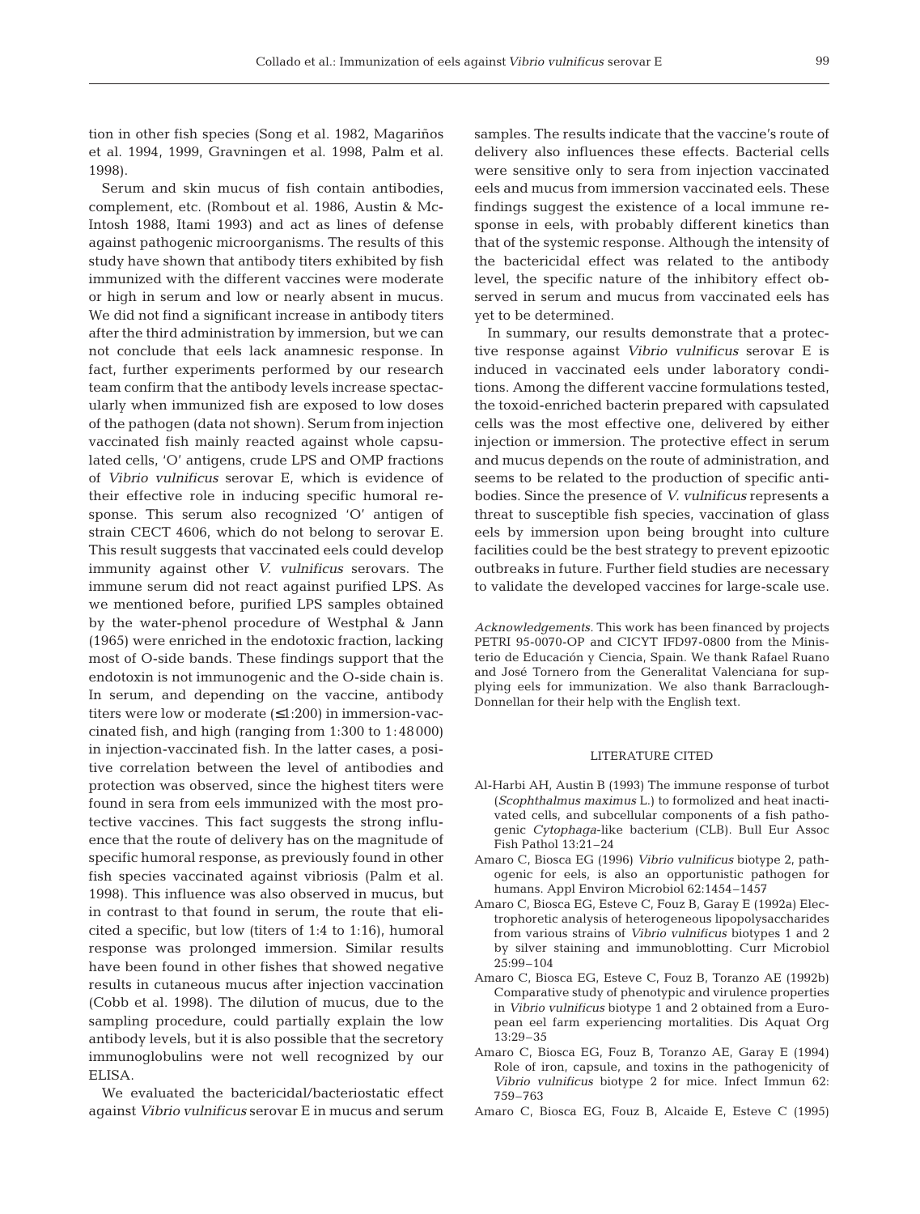tion in other fish species (Song et al. 1982, Magariños et al. 1994, 1999, Gravningen et al. 1998, Palm et al. 1998).

Serum and skin mucus of fish contain antibodies, complement, etc. (Rombout et al. 1986, Austin & McIntosh 1988, Itami 1993) and act as lines of defense against pathogenic microorganisms. The results of this study have shown that antibody titers exhibited by fish immunized with the different vaccines were moderate or high in serum and low or nearly absent in mucus. We did not find a significant increase in antibody titers after the third administration by immersion, but we can not conclude that eels lack anamnesic response. In fact, further experiments performed by our research team confirm that the antibody levels increase spectacularly when immunized fish are exposed to low doses of the pathogen (data not shown). Serum from injection vaccinated fish mainly reacted against whole capsulated cells, 'O' antigens, crude LPS and OMP fractions of *Vibrio vulnificus* serovar E, which is evidence of their effective role in inducing specific humoral response. This serum also recognized 'O' antigen of strain CECT 4606, which do not belong to serovar E. This result suggests that vaccinated eels could develop immunity against other *V. vulnificus* serovars. The immune serum did not react against purified LPS. As we mentioned before, purified LPS samples obtained by the water-phenol procedure of Westphal & Jann (1965) were enriched in the endotoxic fraction, lacking most of O-side bands. These findings support that the endotoxin is not immunogenic and the O-side chain is. In serum, and depending on the vaccine, antibody titers were low or moderate (≤1:200) in immersion-vaccinated fish, and high (ranging from 1:300 to 1:48000) in injection-vaccinated fish. In the latter cases, a positive correlation between the level of antibodies and protection was observed, since the highest titers were found in sera from eels immunized with the most protective vaccines. This fact suggests the strong influence that the route of delivery has on the magnitude of specific humoral response, as previously found in other fish species vaccinated against vibriosis (Palm et al. 1998). This influence was also observed in mucus, but in contrast to that found in serum, the route that elicited a specific, but low (titers of 1:4 to 1:16), humoral response was prolonged immersion. Similar results have been found in other fishes that showed negative results in cutaneous mucus after injection vaccination (Cobb et al. 1998). The dilution of mucus, due to the sampling procedure, could partially explain the low antibody levels, but it is also possible that the secretory immunoglobulins were not well recognized by our ELISA.

We evaluated the bactericidal/bacteriostatic effect against *Vibrio vulnificus* serovar E in mucus and serum samples. The results indicate that the vaccine's route of delivery also influences these effects. Bacterial cells were sensitive only to sera from injection vaccinated eels and mucus from immersion vaccinated eels. These findings suggest the existence of a local immune response in eels, with probably different kinetics than that of the systemic response. Although the intensity of the bactericidal effect was related to the antibody level, the specific nature of the inhibitory effect observed in serum and mucus from vaccinated eels has yet to be determined.

In summary, our results demonstrate that a protective response against *Vibrio vulnificus* serovar E is induced in vaccinated eels under laboratory conditions. Among the different vaccine formulations tested, the toxoid-enriched bacterin prepared with capsulated cells was the most effective one, delivered by either injection or immersion. The protective effect in serum and mucus depends on the route of administration, and seems to be related to the production of specific antibodies. Since the presence of *V. vulnificus* represents a threat to susceptible fish species, vaccination of glass eels by immersion upon being brought into culture facilities could be the best strategy to prevent epizootic outbreaks in future. Further field studies are necessary to validate the developed vaccines for large-scale use.

*Acknowledgements.* This work has been financed by projects PETRI 95-0070-OP and CICYT IFD97-0800 from the Ministerio de Educación y Ciencia, Spain. We thank Rafael Ruano and José Tornero from the Generalitat Valenciana for supplying eels for immunization. We also thank Barraclough-Donnellan for their help with the English text.

## LITERATURE CITED

Al-Harbi AH, Austin B (1993) The immune response of turbot (*Scophthalmus maximus* L.) to formolized and heat inactivated cells, and subcellular components of a fish pathogenic *Cytophaga*-like bacterium (CLB). Bull Eur Assoc Fish Pathol 13:21–24

Amaro C, Biosca EG (1996) *Vibrio vulnificus* biotype 2, pathogenic for eels, is also an opportunistic pathogen for humans. Appl Environ Microbiol 62:1454–1457

Amaro C, Biosca EG, Esteve C, Fouz B, Garay E (1992a) Electrophoretic analysis of heterogeneous lipopolysaccharides from various strains of *Vibrio vulnificus* biotypes 1 and 2 by silver staining and immunoblotting. Curr Microbiol 25:99–104

Amaro C, Biosca EG, Esteve C, Fouz B, Toranzo AE (1992b) Comparative study of phenotypic and virulence properties in *Vibrio vulnificus* biotype 1 and 2 obtained from a European eel farm experiencing mortalities. Dis Aquat Org 13:29–35

Amaro C, Biosca EG, Fouz B, Toranzo AE, Garay E (1994) Role of iron, capsule, and toxins in the pathogenicity of *Vibrio vulnificus* biotype 2 for mice. Infect Immun 62: 759–763

Amaro C, Biosca EG, Fouz B, Alcaide E, Esteve C (1995)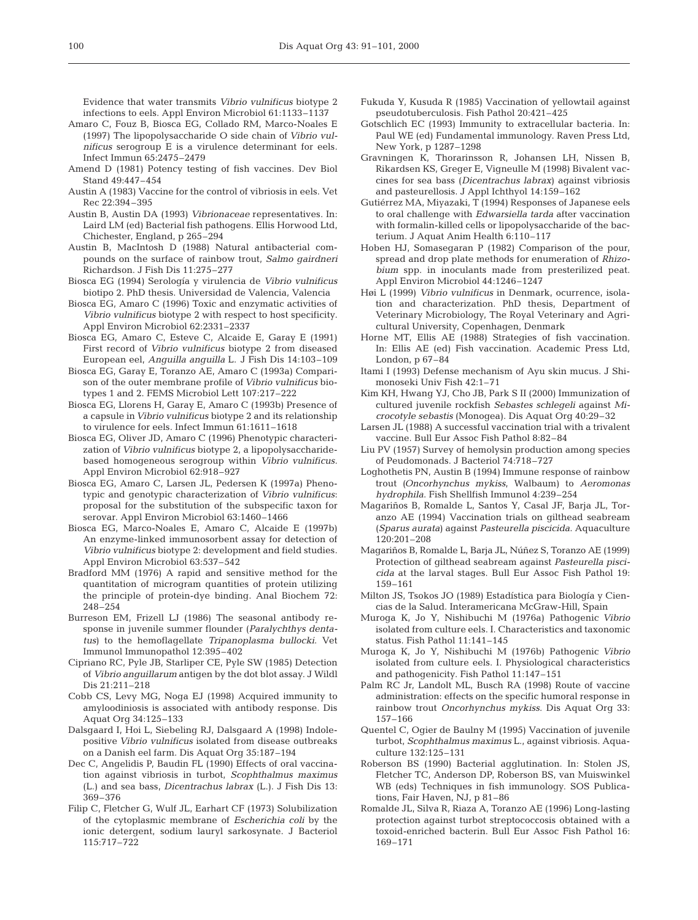Evidence that water transmits *Vibrio vulnificus* biotype 2 infections to eels. Appl Environ Microbiol 61:1133–1137

Amaro C, Fouz B, Biosca EG, Collado RM, Marco-Noales E (1997) The lipopolysaccharide O side chain of *Vibrio vulnificus* serogroup E is a virulence determinant for eels. Infect Immun 65:2475–2479

Amend D (1981) Potency testing of fish vaccines. Dev Biol Stand 49:447–454

Austin A (1983) Vaccine for the control of vibriosis in eels. Vet Rec 22:394–395

Austin B, Austin DA (1993) *Vibrionaceae* representatives. In: Laird LM (ed) Bacterial fish pathogens. Ellis Horwood Ltd, Chichester, England, p 265–294

Austin B, MacIntosh D (1988) Natural antibacterial compounds on the surface of rainbow trout, *Salmo gairdneri* Richardson. J Fish Dis 11:275–277

Biosca EG (1994) Serología y virulencia de *Vibrio vulnificus* biotipo 2. PhD thesis. Universidad de Valencia, Valencia

Biosca EG, Amaro C (1996) Toxic and enzymatic activities of *Vibrio vulnificus* biotype 2 with respect to host specificity. Appl Environ Microbiol 62:2331–2337

Biosca EG, Amaro C, Esteve C, Alcaide E, Garay E (1991) First record of *Vibrio vulnificus* biotype 2 from diseased European eel, *Anguilla anguilla* L. J Fish Dis 14:103–109

Biosca EG, Garay E, Toranzo AE, Amaro C (1993a) Comparison of the outer membrane profile of *Vibrio vulnificus* biotypes 1 and 2. FEMS Microbiol Lett 107:217–222

Biosca EG, Llorens H, Garay E, Amaro C (1993b) Presence of a capsule in *Vibrio vulnificus* biotype 2 and its relationship to virulence for eels. Infect Immun 61:1611–1618

Biosca EG, Oliver JD, Amaro C (1996) Phenotypic characterization of *Vibrio vulnificus* biotype 2, a lipopolysaccharide-based homogeneous serogroup within *Vibrio vulnificus*. Appl Environ Microbiol 62:918–927

Biosca EG, Amaro C, Larsen JL, Pedersen K (1997a) Phenotypic and genotypic characterization of *Vibrio vulnificus*: proposal for the substitution of the subspecific taxon for serovar. Appl Environ Microbiol 63:1460–1466

Biosca EG, Marco-Noales E, Amaro C, Alcaide E (1997b) An enzyme-linked immunosorbent assay for detection of *Vibrio vulnificus* biotype 2: development and field studies. Appl Environ Microbiol 63:537–542

Bradford MM (1976) A rapid and sensitive method for the quantitation of microgram quantities of protein utilizing the principle of protein-dye binding. Anal Biochem 72: 248–254

Burreson EM, Frizell LJ (1986) The seasonal antibody response in juvenile summer flounder (*Paralychthys dentatus*) to the hemoflagellate *Tripanoplasma bullocki*. Vet Immunol Immunopathol 12:395–402

Cipriano RC, Pyle JB, Starliper CE, Pyle SW (1985) Detection of *Vibrio anguillarum* antigen by the dot blot assay. J Wildl Dis 21:211–218

Cobb CS, Levy MG, Noga EJ (1998) Acquired immunity to amyloodiniosis is associated with antibody response. Dis Aquat Org 34:125–133

Dalsgaard I, Hoi L, Siebeling RJ, Dalsgaard A (1998) Indole-positive *Vibrio vulnificus* isolated from disease outbreaks on a Danish eel farm. Dis Aquat Org 35:187–194

Dec C, Angelidis P, Baudin FL (1990) Effects of oral vaccination against vibriosis in turbot, *Scophthalmus maximus* (L.) and sea bass, *Dicentrachus labrax* (L.). J Fish Dis 13: 369–376

Filip C, Fletcher G, Wulf JL, Earhart CF (1973) Solubilization of the cytoplasmic membrane of *Escherichia coli* by the ionic detergent, sodium lauryl sarkosynate. J Bacteriol 115:717–722

Fukuda Y, Kusuda R (1985) Vaccination of yellowtail against pseudotuberculosis. Fish Pathol 20:421–425

Gotschlich EC (1993) Immunity to extracellular bacteria. In: Paul WE (ed) Fundamental immunology. Raven Press Ltd, New York, p 1287–1298

Gravningen K, Thorarinsson R, Johansen LH, Nissen B, Rikardsen KS, Greger E, Vigneulle M (1998) Bivalent vaccines for sea bass (*Dicentrachus labrax*) against vibriosis and pasteurellosis. J Appl Ichthyol 14:159–162

Gutiérrez MA, Miyazaki, T (1994) Responses of Japanese eels to oral challenge with *Edwarsiella tarda* after vaccination with formalin-killed cells or lipopolysaccharide of the bacterium. J Aquat Anim Health 6:110–117

Hoben HJ, Somasegaran P (1982) Comparison of the pour, spread and drop plate methods for enumeration of *Rhizobium* spp. in inoculants made from presterilized peat. Appl Environ Microbiol 44:1246–1247

Høi L (1999) *Vibrio vulnificus* in Denmark, ocurrence, isolation and characterization. PhD thesis, Department of Veterinary Microbiology, The Royal Veterinary and Agricultural University, Copenhagen, Denmark

Horne MT, Ellis AE (1988) Strategies of fish vaccination. In: Ellis AE (ed) Fish vaccination. Academic Press Ltd, London, p 67–84

Itami I (1993) Defense mechanism of Ayu skin mucus. J Shimonoseki Univ Fish 42:1–71

Kim KH, Hwang YJ, Cho JB, Park S II (2000) Immunization of cultured juvenile rockfish *Sebastes schlegeli* against *Microcotyle sebastis* (Monogea). Dis Aquat Org 40:29–32

Larsen JL (1988) A successful vaccination trial with a trivalent vaccine. Bull Eur Assoc Fish Pathol 8:82–84

Liu PV (1957) Survey of hemolysin production among species of Peudomonads. J Bacteriol 74:718–727

Loghothetis PN, Austin B (1994) Immune response of rainbow trout (*Oncorhynchus mykiss*, Walbaum) to *Aeromonas hydrophila*. Fish Shellfish Immunol 4:239–254

Magariños B, Romalde L, Santos Y, Casal JF, Barja JL, Toranzo AE (1994) Vaccination trials on gilthead seabream (*Sparus aurata*) against *Pasteurella piscicida*. Aquaculture 120:201–208

Magariños B, Romalde L, Barja JL, Núñez S, Toranzo AE (1999) Protection of gilthead seabream against *Pasteurella piscicida* at the larval stages. Bull Eur Assoc Fish Pathol 19: 159–161

Milton JS, Tsokos JO (1989) Estadística para Biología y Ciencias de la Salud. Interamericana McGraw-Hill, Spain

Muroga K, Jo Y, Nishibuchi M (1976a) Pathogenic *Vibrio* isolated from culture eels. I. Characteristics and taxonomic status. Fish Pathol 11:141–145

Muroga K, Jo Y, Nishibuchi M (1976b) Pathogenic *Vibrio* isolated from culture eels. I. Physiological characteristics and pathogenicity. Fish Pathol 11:147–151

Palm RC Jr, Landolt ML, Busch RA (1998) Route of vaccine administration: effects on the specific humoral response in rainbow trout *Oncorhynchus mykiss*. Dis Aquat Org 33: 157–166

Quentel C, Ogier de Baulny M (1995) Vaccination of juvenile turbot, *Scophthalmus maximus* L., against vibriosis. Aquaculture 132:125–131

Roberson BS (1990) Bacterial agglutination. In: Stolen JS, Fletcher TC, Anderson DP, Roberson BS, van Muiswinkel WB (eds) Techniques in fish immunology. SOS Publications, Fair Haven, NJ, p 81–86

Romalde JL, Silva R, Riaza A, Toranzo AE (1996) Long-lasting protection against turbot streptococcosis obtained with a toxoid-enriched bacterin. Bull Eur Assoc Fish Pathol 16: 169–171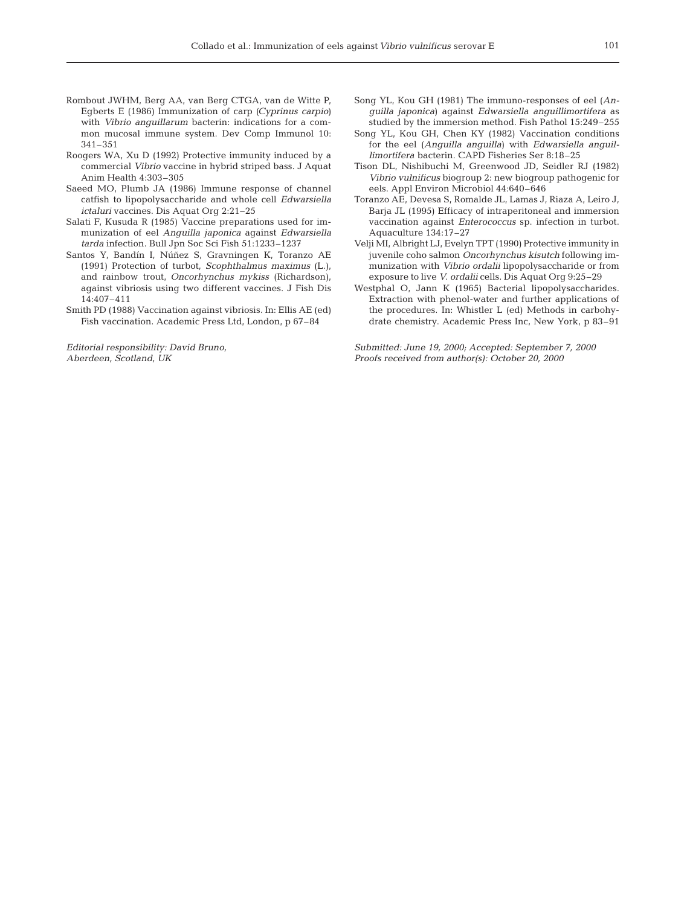Rombout JWHM, Berg AA, van Berg CTGA, van de Witte P, Egberts E (1986) Immunization of carp (*Cyprinus carpio*) with *Vibrio anguillarum* bacterin: indications for a common mucosal immune system. Dev Comp Immunol 10: 341–351

Roogers WA, Xu D (1992) Protective immunity induced by a commercial *Vibrio* vaccine in hybrid striped bass. J Aquat Anim Health 4:303–305

Saeed MO, Plumb JA (1986) Immune response of channel catfish to lipopolysaccharide and whole cell *Edwarsiella ictaluri* vaccines. Dis Aquat Org 2:21–25

Salati F, Kusuda R (1985) Vaccine preparations used for immunization of eel *Anguilla japonica* against *Edwarsiella tarda* infection. Bull Jpn Soc Sci Fish 51:1233–1237

Santos Y, Bandín I, Núñez S, Gravningen K, Toranzo AE (1991) Protection of turbot, *Scophthalmus maximus* (L.), and rainbow trout, *Oncorhynchus mykiss* (Richardson), against vibriosis using two different vaccines. J Fish Dis 14:407–411

Smith PD (1988) Vaccination against vibriosis. In: Ellis AE (ed) Fish vaccination. Academic Press Ltd, London, p 67–84

Song YL, Kou GH (1981) The immuno-responses of eel (*Anguilla japonica*) against *Edwarsiella anguillimortifera* as studied by the immersion method. Fish Pathol 15:249–255

Song YL, Kou GH, Chen KY (1982) Vaccination conditions for the eel (*Anguilla anguilla*) with *Edwarsiella anguillimortifera* bacterin. CAPD Fisheries Ser 8:18–25

Tison DL, Nishibuchi M, Greenwood JD, Seidler RJ (1982) *Vibrio vulnificus* biogroup 2: new biogroup pathogenic for eels. Appl Environ Microbiol 44:640–646

Toranzo AE, Devesa S, Romalde JL, Lamas J, Riaza A, Leiro J, Barja JL (1995) Efficacy of intraperitoneal and immersion vaccination against *Enterococcus* sp. infection in turbot. Aquaculture 134:17–27

Velji MI, Albright LJ, Evelyn TPT (1990) Protective immunity in juvenile coho salmon *Oncorhynchus kisutch* following immunization with *Vibrio ordalii* lipopolysaccharide or from exposure to live *V. ordalii* cells. Dis Aquat Org 9:25–29

Westphal O, Jann K (1965) Bacterial lipopolysaccharides. Extraction with phenol-water and further applications of the procedures. In: Whistler L (ed) Methods in carbohydrate chemistry. Academic Press Inc, New York, p 83–91

*Editorial responsibility: David Bruno, Aberdeen, Scotland, UK*

*Submitted: June 19, 2000; Accepted: September 7, 2000*
*Proofs received from author(s): October 20, 2000*